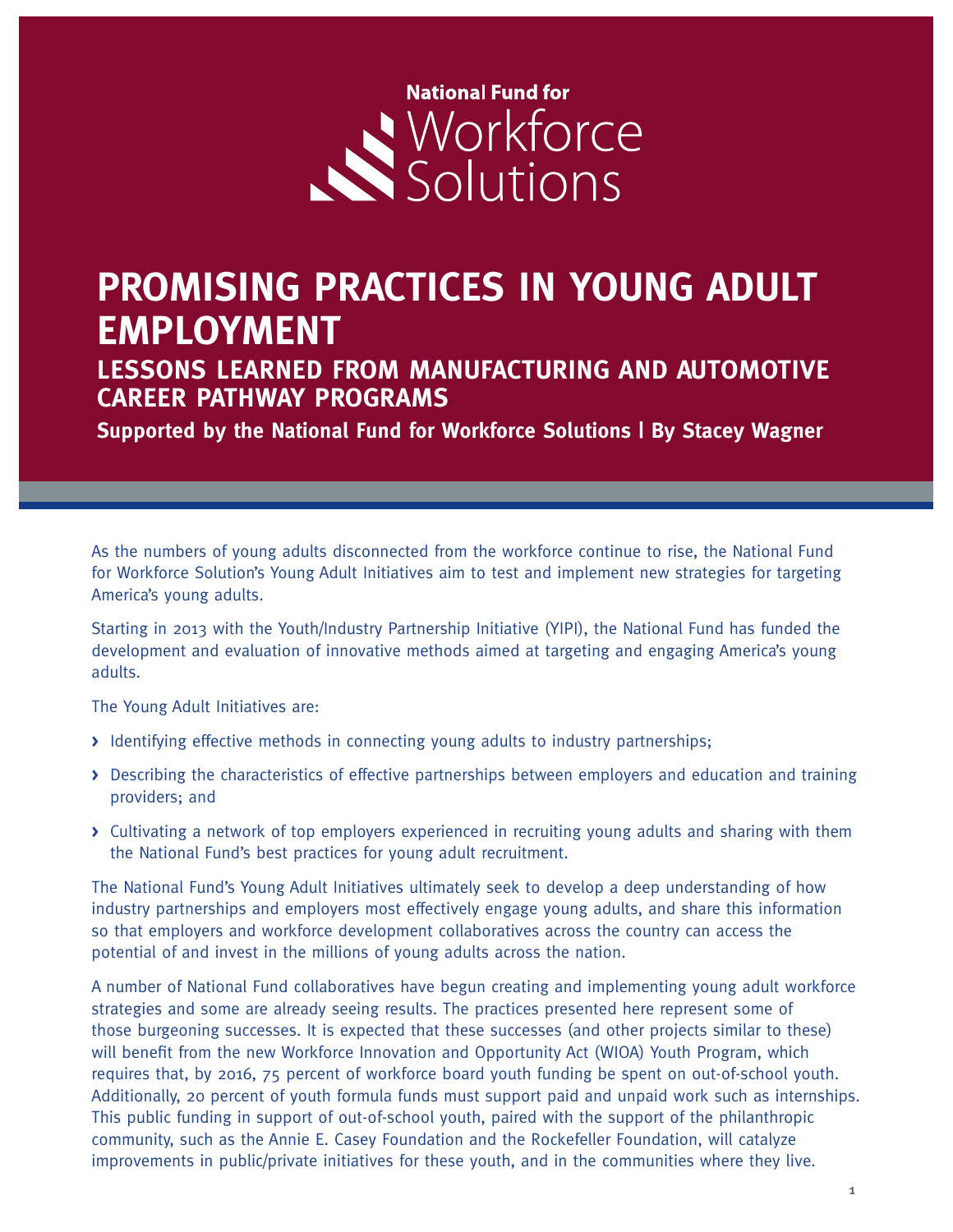National Fund for Workforce Solutions

# PROMISING PRACTICES IN YOUNG ADULT EMPLOYMENT

## LESSONS LEARNED FROM MANUFACTURING AND AUTOMOTIVE CAREER PATHWAY PROGRAMS

**Supported by the National Fund for Workforce Solutions | By Stacey Wagner**

As the numbers of young adults disconnected from the workforce continue to rise, the National Fund for Workforce Solution's Young Adult Initiatives aim to test and implement new strategies for targeting America's young adults.

Starting in 2013 with the Youth/Industry Partnership Initiative (YIPI), the National Fund has funded the development and evaluation of innovative methods aimed at targeting and engaging America's young adults.

The Young Adult Initiatives are:

- Identifying effective methods in connecting young adults to industry partnerships;
- Describing the characteristics of effective partnerships between employers and education and training providers; and
- Cultivating a network of top employers experienced in recruiting young adults and sharing with them the National Fund's best practices for young adult recruitment.

The National Fund's Young Adult Initiatives ultimately seek to develop a deep understanding of how industry partnerships and employers most effectively engage young adults, and share this information so that employers and workforce development collaboratives across the country can access the potential of and invest in the millions of young adults across the nation.

A number of National Fund collaboratives have begun creating and implementing young adult workforce strategies and some are already seeing results. The practices presented here represent some of those burgeoning successes. It is expected that these successes (and other projects similar to these) will benefit from the new Workforce Innovation and Opportunity Act (WIOA) Youth Program, which requires that, by 2016, 75 percent of workforce board youth funding be spent on out-of-school youth. Additionally, 20 percent of youth formula funds must support paid and unpaid work such as internships. This public funding in support of out-of-school youth, paired with the support of the philanthropic community, such as the Annie E. Casey Foundation and the Rockefeller Foundation, will catalyze improvements in public/private initiatives for these youth, and in the communities where they live.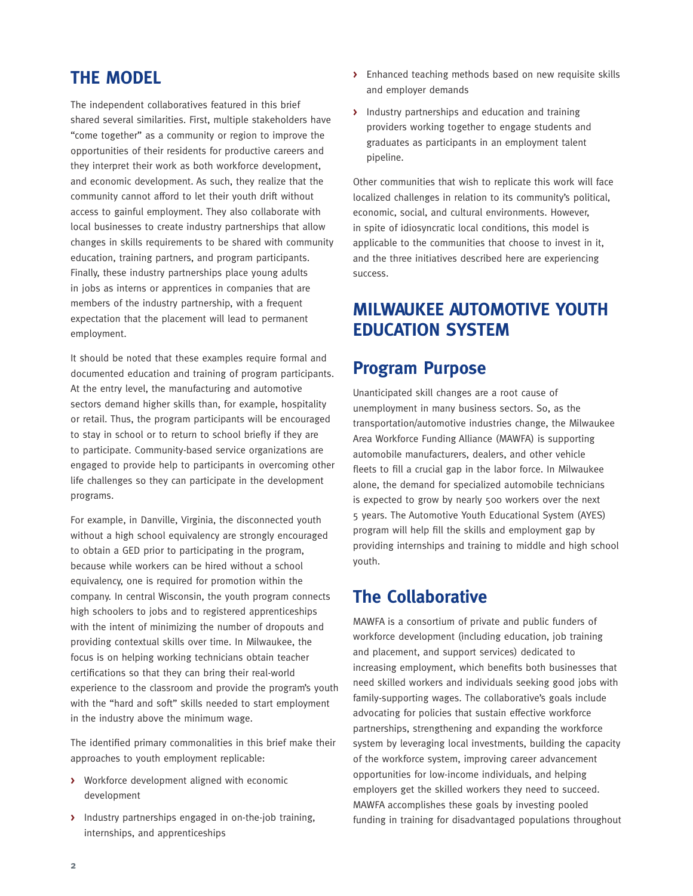## THE MODEL

The independent collaboratives featured in this brief shared several similarities. First, multiple stakeholders have "come together" as a community or region to improve the opportunities of their residents for productive careers and they interpret their work as both workforce development, and economic development. As such, they realize that the community cannot afford to let their youth drift without access to gainful employment. They also collaborate with local businesses to create industry partnerships that allow changes in skills requirements to be shared with community education, training partners, and program participants. Finally, these industry partnerships place young adults in jobs as interns or apprentices in companies that are members of the industry partnership, with a frequent expectation that the placement will lead to permanent employment.

It should be noted that these examples require formal and documented education and training of program participants. At the entry level, the manufacturing and automotive sectors demand higher skills than, for example, hospitality or retail. Thus, the program participants will be encouraged to stay in school or to return to school briefly if they are to participate. Community-based service organizations are engaged to provide help to participants in overcoming other life challenges so they can participate in the development programs.

For example, in Danville, Virginia, the disconnected youth without a high school equivalency are strongly encouraged to obtain a GED prior to participating in the program, because while workers can be hired without a school equivalency, one is required for promotion within the company. In central Wisconsin, the youth program connects high schoolers to jobs and to registered apprenticeships with the intent of minimizing the number of dropouts and providing contextual skills over time. In Milwaukee, the focus is on helping working technicians obtain teacher certifications so that they can bring their real-world experience to the classroom and provide the program's youth with the "hard and soft" skills needed to start employment in the industry above the minimum wage.

The identified primary commonalities in this brief make their approaches to youth employment replicable:

- Workforce development aligned with economic development
- Industry partnerships engaged in on-the-job training, internships, and apprenticeships
- Enhanced teaching methods based on new requisite skills and employer demands
- Industry partnerships and education and training providers working together to engage students and graduates as participants in an employment talent pipeline.

Other communities that wish to replicate this work will face localized challenges in relation to its community's political, economic, social, and cultural environments. However, in spite of idiosyncratic local conditions, this model is applicable to the communities that choose to invest in it, and the three initiatives described here are experiencing success.

## MILWAUKEE AUTOMOTIVE YOUTH EDUCATION SYSTEM

### Program Purpose

Unanticipated skill changes are a root cause of unemployment in many business sectors. So, as the transportation/automotive industries change, the Milwaukee Area Workforce Funding Alliance (MAWFA) is supporting automobile manufacturers, dealers, and other vehicle fleets to fill a crucial gap in the labor force. In Milwaukee alone, the demand for specialized automobile technicians is expected to grow by nearly 500 workers over the next 5 years. The Automotive Youth Educational System (AYES) program will help fill the skills and employment gap by providing internships and training to middle and high school youth.

### The Collaborative

MAWFA is a consortium of private and public funders of workforce development (including education, job training and placement, and support services) dedicated to increasing employment, which benefits both businesses that need skilled workers and individuals seeking good jobs with family-supporting wages. The collaborative's goals include advocating for policies that sustain effective workforce partnerships, strengthening and expanding the workforce system by leveraging local investments, building the capacity of the workforce system, improving career advancement opportunities for low-income individuals, and helping employers get the skilled workers they need to succeed. MAWFA accomplishes these goals by investing pooled funding in training for disadvantaged populations throughout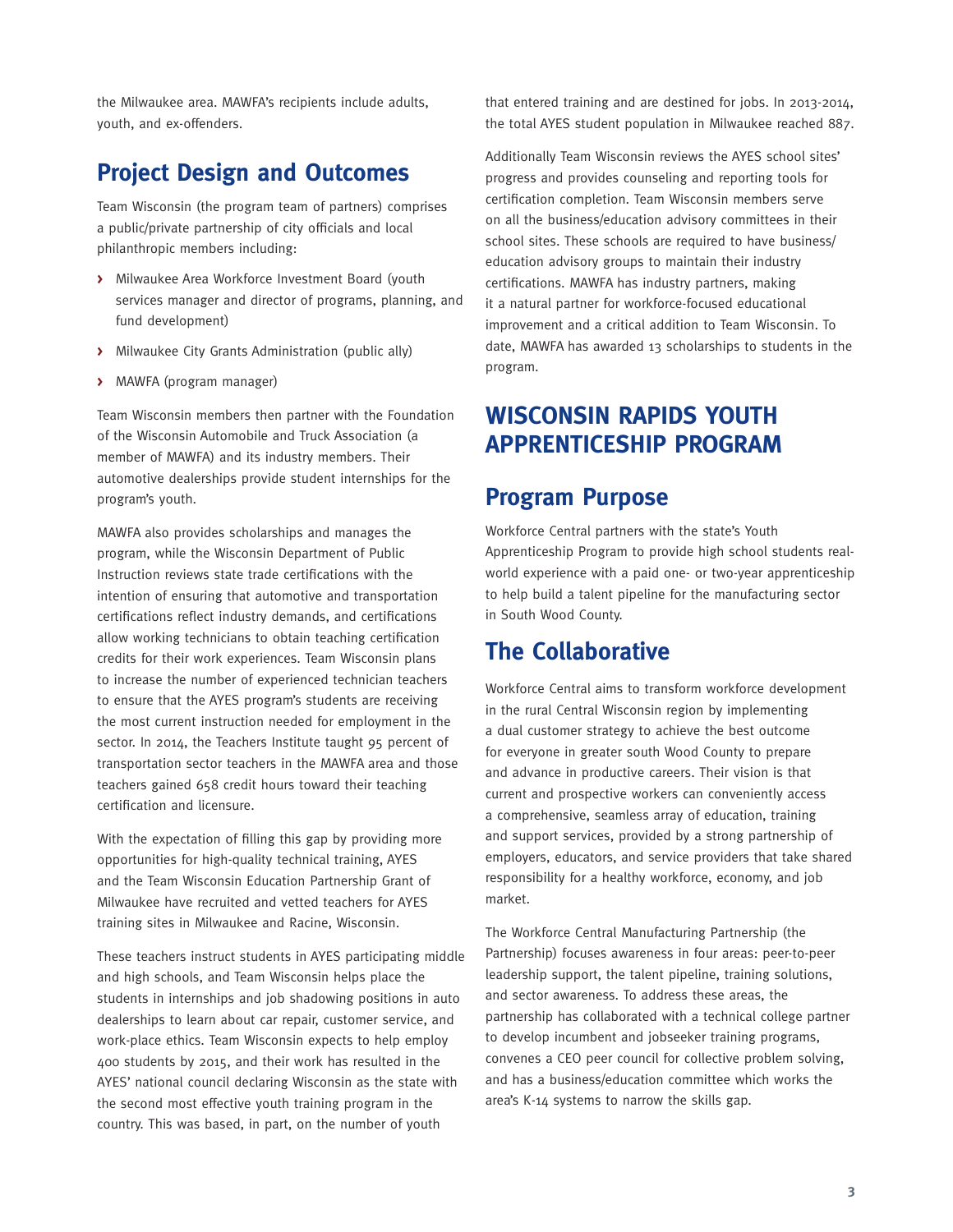the Milwaukee area. MAWFA's recipients include adults, youth, and ex-offenders.

## Project Design and Outcomes

Team Wisconsin (the program team of partners) comprises a public/private partnership of city officials and local philanthropic members including:

- Milwaukee Area Workforce Investment Board (youth services manager and director of programs, planning, and fund development)
- Milwaukee City Grants Administration (public ally)
- MAWFA (program manager)

Team Wisconsin members then partner with the Foundation of the Wisconsin Automobile and Truck Association (a member of MAWFA) and its industry members. Their automotive dealerships provide student internships for the program's youth.

MAWFA also provides scholarships and manages the program, while the Wisconsin Department of Public Instruction reviews state trade certifications with the intention of ensuring that automotive and transportation certifications reflect industry demands, and certifications allow working technicians to obtain teaching certification credits for their work experiences. Team Wisconsin plans to increase the number of experienced technician teachers to ensure that the AYES program's students are receiving the most current instruction needed for employment in the sector. In 2014, the Teachers Institute taught 95 percent of transportation sector teachers in the MAWFA area and those teachers gained 658 credit hours toward their teaching certification and licensure.

With the expectation of filling this gap by providing more opportunities for high-quality technical training, AYES and the Team Wisconsin Education Partnership Grant of Milwaukee have recruited and vetted teachers for AYES training sites in Milwaukee and Racine, Wisconsin.

These teachers instruct students in AYES participating middle and high schools, and Team Wisconsin helps place the students in internships and job shadowing positions in auto dealerships to learn about car repair, customer service, and work-place ethics. Team Wisconsin expects to help employ 400 students by 2015, and their work has resulted in the AYES' national council declaring Wisconsin as the state with the second most effective youth training program in the country. This was based, in part, on the number of youth that entered training and are destined for jobs. In 2013-2014, the total AYES student population in Milwaukee reached 887.

Additionally Team Wisconsin reviews the AYES school sites' progress and provides counseling and reporting tools for certification completion. Team Wisconsin members serve on all the business/education advisory committees in their school sites. These schools are required to have business/education advisory groups to maintain their industry certifications. MAWFA has industry partners, making it a natural partner for workforce-focused educational improvement and a critical addition to Team Wisconsin. To date, MAWFA has awarded 13 scholarships to students in the program.

# WISCONSIN RAPIDS YOUTH APPRENTICESHIP PROGRAM

## Program Purpose

Workforce Central partners with the state's Youth Apprenticeship Program to provide high school students real-world experience with a paid one- or two-year apprenticeship to help build a talent pipeline for the manufacturing sector in South Wood County.

## The Collaborative

Workforce Central aims to transform workforce development in the rural Central Wisconsin region by implementing a dual customer strategy to achieve the best outcome for everyone in greater south Wood County to prepare and advance in productive careers. Their vision is that current and prospective workers can conveniently access a comprehensive, seamless array of education, training and support services, provided by a strong partnership of employers, educators, and service providers that take shared responsibility for a healthy workforce, economy, and job market.

The Workforce Central Manufacturing Partnership (the Partnership) focuses awareness in four areas: peer-to-peer leadership support, the talent pipeline, training solutions, and sector awareness. To address these areas, the partnership has collaborated with a technical college partner to develop incumbent and jobseeker training programs, convenes a CEO peer council for collective problem solving, and has a business/education committee which works the area's K-14 systems to narrow the skills gap.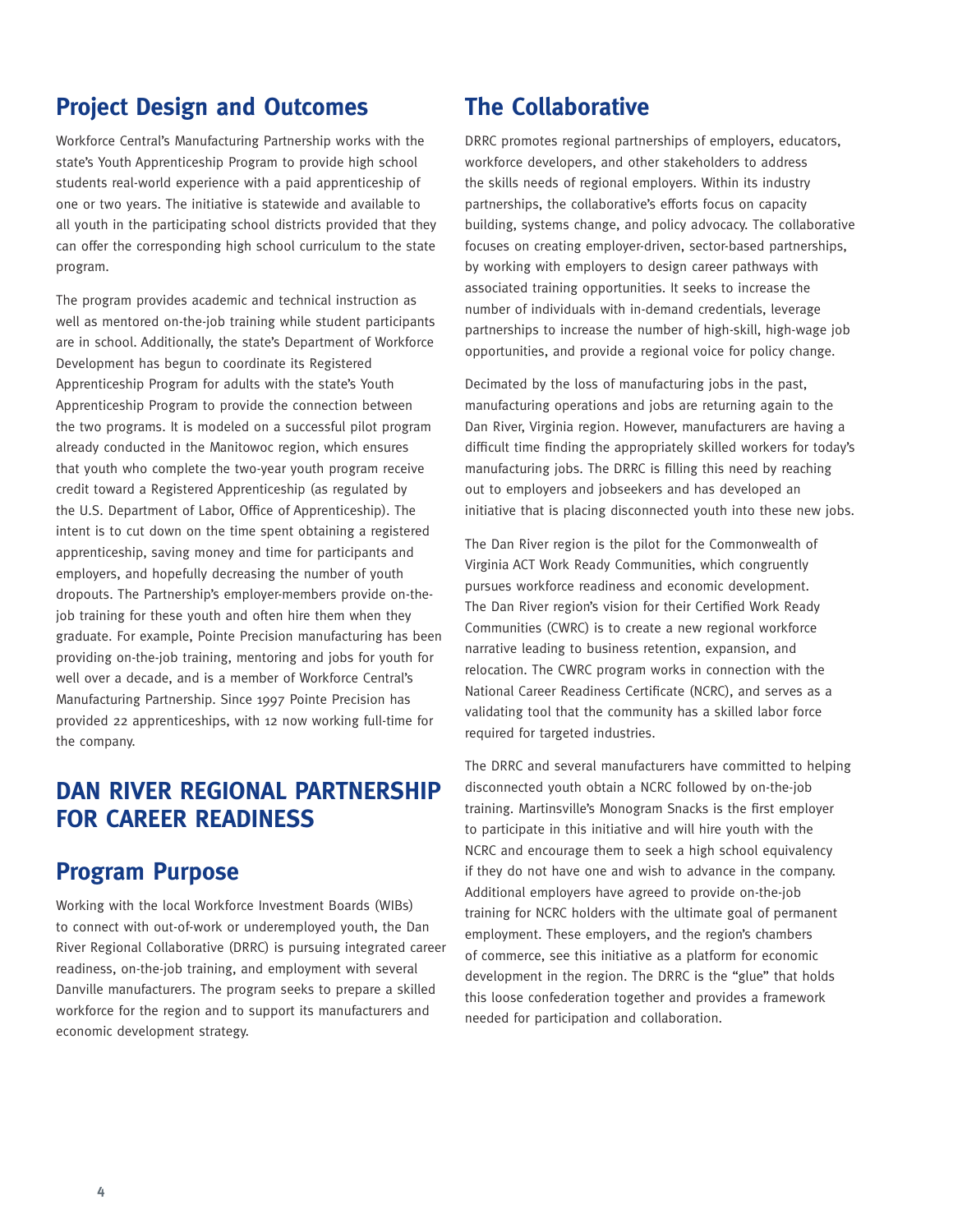## Project Design and Outcomes

Workforce Central's Manufacturing Partnership works with the state's Youth Apprenticeship Program to provide high school students real-world experience with a paid apprenticeship of one or two years. The initiative is statewide and available to all youth in the participating school districts provided that they can offer the corresponding high school curriculum to the state program.

The program provides academic and technical instruction as well as mentored on-the-job training while student participants are in school. Additionally, the state's Department of Workforce Development has begun to coordinate its Registered Apprenticeship Program for adults with the state's Youth Apprenticeship Program to provide the connection between the two programs. It is modeled on a successful pilot program already conducted in the Manitowoc region, which ensures that youth who complete the two-year youth program receive credit toward a Registered Apprenticeship (as regulated by the U.S. Department of Labor, Office of Apprenticeship). The intent is to cut down on the time spent obtaining a registered apprenticeship, saving money and time for participants and employers, and hopefully decreasing the number of youth dropouts. The Partnership's employer-members provide on-the-job training for these youth and often hire them when they graduate. For example, Pointe Precision manufacturing has been providing on-the-job training, mentoring and jobs for youth for well over a decade, and is a member of Workforce Central's Manufacturing Partnership. Since 1997 Pointe Precision has provided 22 apprenticeships, with 12 now working full-time for the company.

# DAN RIVER REGIONAL PARTNERSHIP FOR CAREER READINESS

## Program Purpose

Working with the local Workforce Investment Boards (WIBs) to connect with out-of-work or underemployed youth, the Dan River Regional Collaborative (DRRC) is pursuing integrated career readiness, on-the-job training, and employment with several Danville manufacturers. The program seeks to prepare a skilled workforce for the region and to support its manufacturers and economic development strategy.

## The Collaborative

DRRC promotes regional partnerships of employers, educators, workforce developers, and other stakeholders to address the skills needs of regional employers. Within its industry partnerships, the collaborative's efforts focus on capacity building, systems change, and policy advocacy. The collaborative focuses on creating employer-driven, sector-based partnerships, by working with employers to design career pathways with associated training opportunities. It seeks to increase the number of individuals with in-demand credentials, leverage partnerships to increase the number of high-skill, high-wage job opportunities, and provide a regional voice for policy change.

Decimated by the loss of manufacturing jobs in the past, manufacturing operations and jobs are returning again to the Dan River, Virginia region. However, manufacturers are having a difficult time finding the appropriately skilled workers for today's manufacturing jobs. The DRRC is filling this need by reaching out to employers and jobseekers and has developed an initiative that is placing disconnected youth into these new jobs.

The Dan River region is the pilot for the Commonwealth of Virginia ACT Work Ready Communities, which congruently pursues workforce readiness and economic development. The Dan River region's vision for their Certified Work Ready Communities (CWRC) is to create a new regional workforce narrative leading to business retention, expansion, and relocation. The CWRC program works in connection with the National Career Readiness Certificate (NCRC), and serves as a validating tool that the community has a skilled labor force required for targeted industries.

The DRRC and several manufacturers have committed to helping disconnected youth obtain a NCRC followed by on-the-job training. Martinsville's Monogram Snacks is the first employer to participate in this initiative and will hire youth with the NCRC and encourage them to seek a high school equivalency if they do not have one and wish to advance in the company. Additional employers have agreed to provide on-the-job training for NCRC holders with the ultimate goal of permanent employment. These employers, and the region's chambers of commerce, see this initiative as a platform for economic development in the region. The DRRC is the "glue" that holds this loose confederation together and provides a framework needed for participation and collaboration.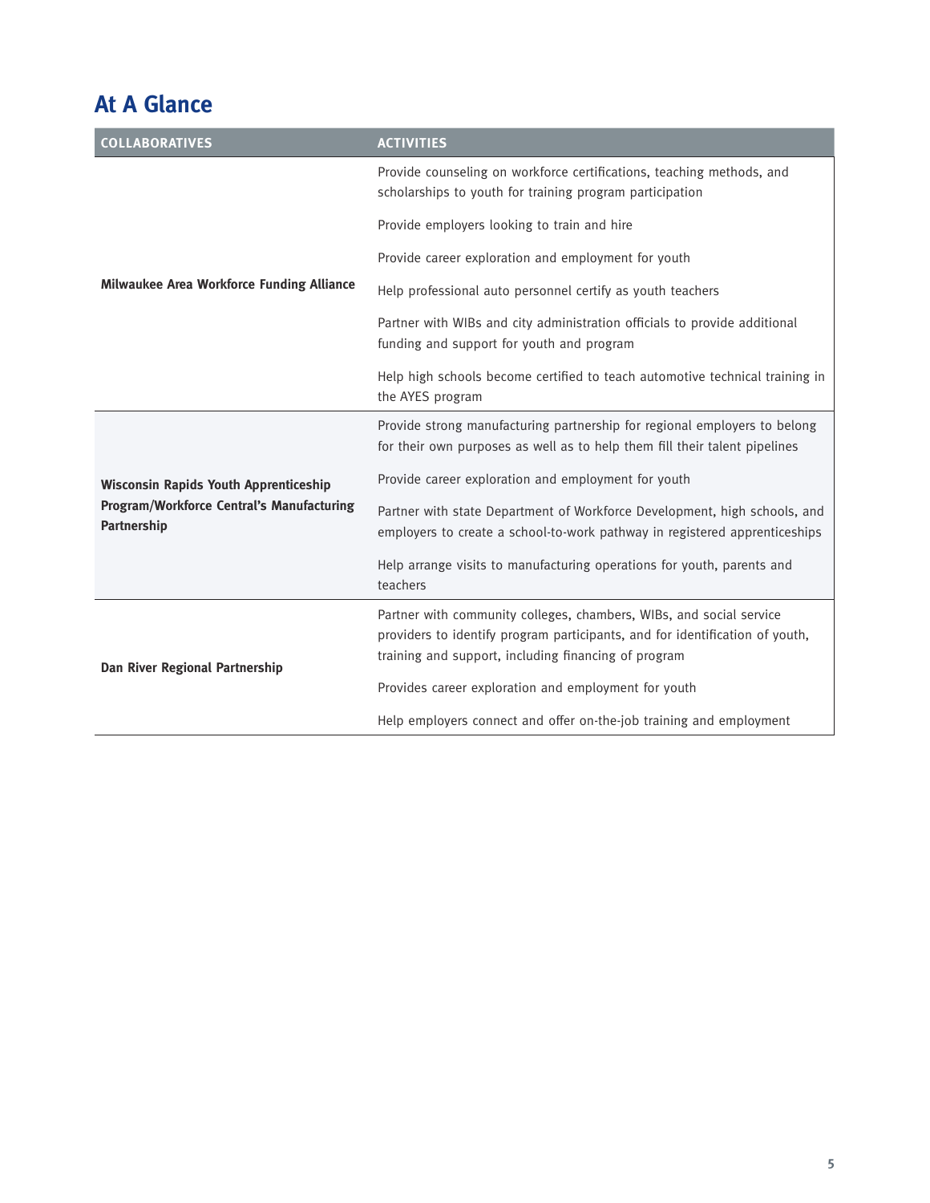## At A Glance

| COLLABORATIVES | ACTIVITIES |
|---|---|
| **Milwaukee Area Workforce Funding Alliance** | Provide counseling on workforce certifications, teaching methods, and scholarships to youth for training program participation |
| | Provide employers looking to train and hire |
| | Provide career exploration and employment for youth |
| | Help professional auto personnel certify as youth teachers |
| | Partner with WIBs and city administration officials to provide additional funding and support for youth and program |
| | Help high schools become certified to teach automotive technical training in the AYES program |
| **Wisconsin Rapids Youth Apprenticeship Program/Workforce Central's Manufacturing Partnership** | Provide strong manufacturing partnership for regional employers to belong for their own purposes as well as to help them fill their talent pipelines |
| | Provide career exploration and employment for youth |
| | Partner with state Department of Workforce Development, high schools, and employers to create a school-to-work pathway in registered apprenticeships |
| | Help arrange visits to manufacturing operations for youth, parents and teachers |
| **Dan River Regional Partnership** | Partner with community colleges, chambers, WIBs, and social service providers to identify program participants, and for identification of youth, training and support, including financing of program |
| | Provides career exploration and employment for youth |
| | Help employers connect and offer on-the-job training and employment |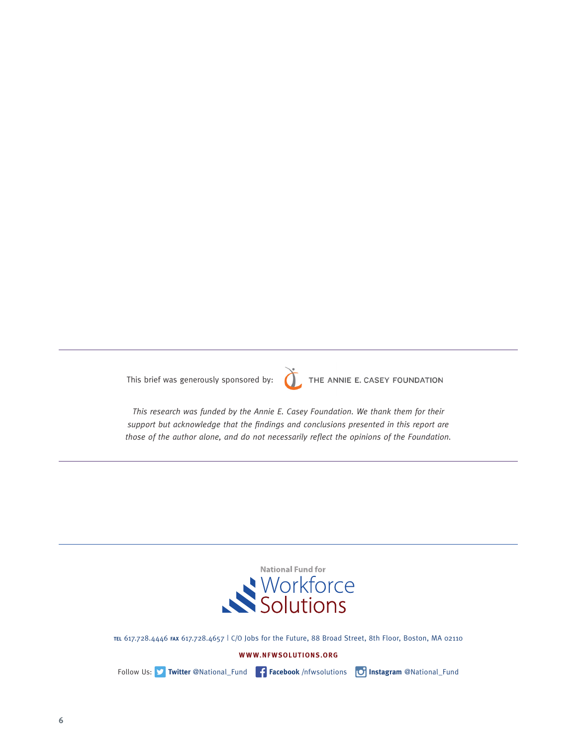This brief was generously sponsored by: THE ANNIE E. CASEY FOUNDATION

*This research was funded by the Annie E. Casey Foundation. We thank them for their support but acknowledge that the findings and conclusions presented in this report are those of the author alone, and do not necessarily reflect the opinions of the Foundation.*

---

National Fund for Workforce Solutions

TEL 617.728.4446 FAX 617.728.4657 | C/O Jobs for the Future, 88 Broad Street, 8th Floor, Boston, MA 02110

**WWW.NFWSOLUTIONS.ORG**

Follow Us: **Twitter** @National_Fund **Facebook** /nfwsolutions **Instagram** @National_Fund